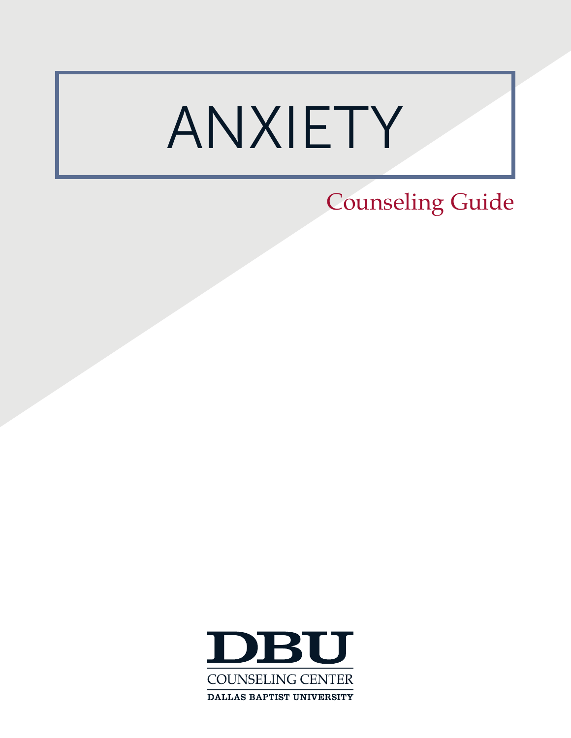# ANXIETY

## Counseling Guide

DBU

COUNSELING CENTER

DALLAS BAPTIST UNIVERSITY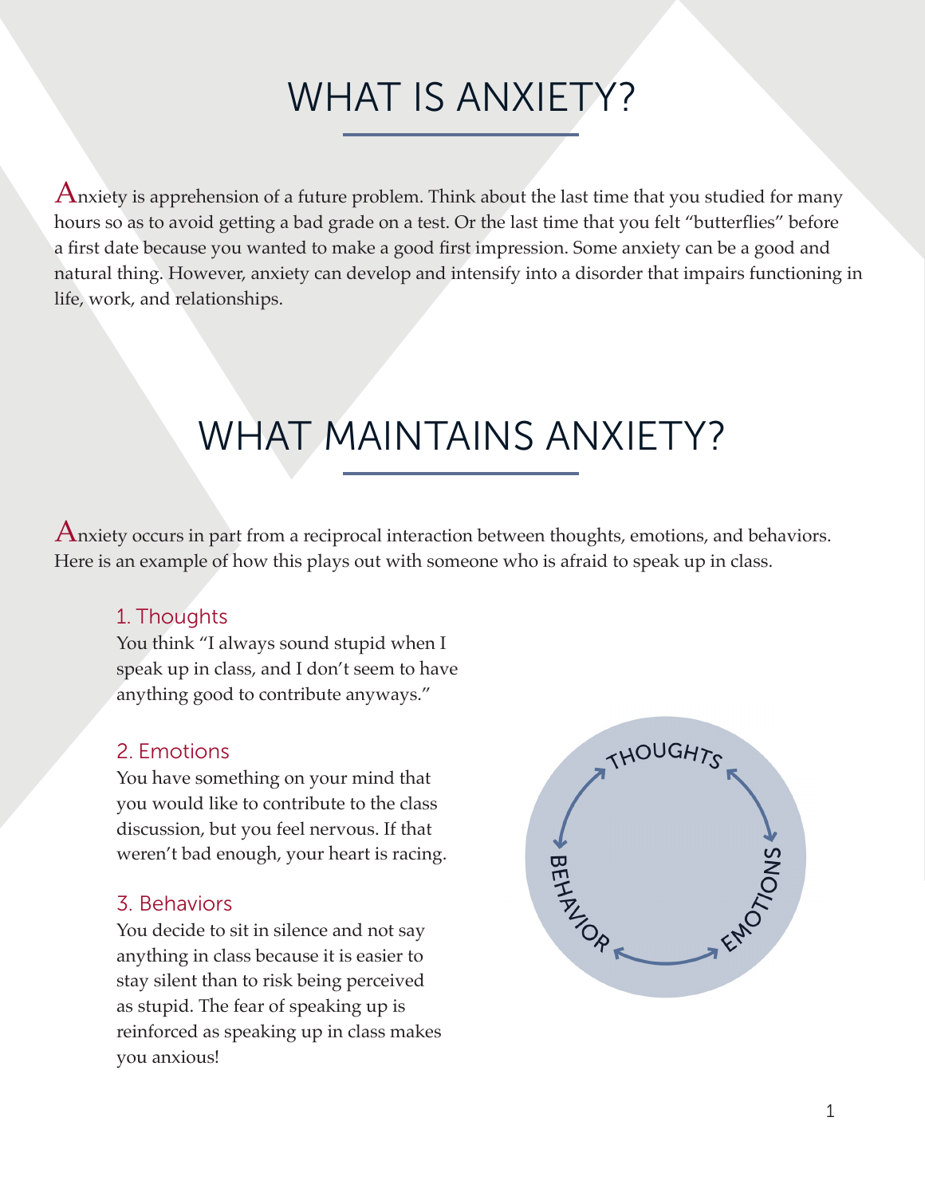# WHAT IS ANXIETY?

Anxiety is apprehension of a future problem. Think about the last time that you studied for many hours so as to avoid getting a bad grade on a test. Or the last time that you felt "butterflies" before a first date because you wanted to make a good first impression. Some anxiety can be a good and natural thing. However, anxiety can develop and intensify into a disorder that impairs functioning in life, work, and relationships.

# WHAT MAINTAINS ANXIETY?

Anxiety occurs in part from a reciprocal interaction between thoughts, emotions, and behaviors. Here is an example of how this plays out with someone who is afraid to speak up in class.

### 1. Thoughts

You think "I always sound stupid when I speak up in class, and I don't seem to have anything good to contribute anyways."

### 2. Emotions

You have something on your mind that you would like to contribute to the class discussion, but you feel nervous. If that weren't bad enough, your heart is racing.

### 3. Behaviors

You decide to sit in silence and not say anything in class because it is easier to stay silent than to risk being perceived as stupid. The fear of speaking up is reinforced as speaking up in class makes you anxious!

THOUGHTS
EMOTIONS
BEHAVIOR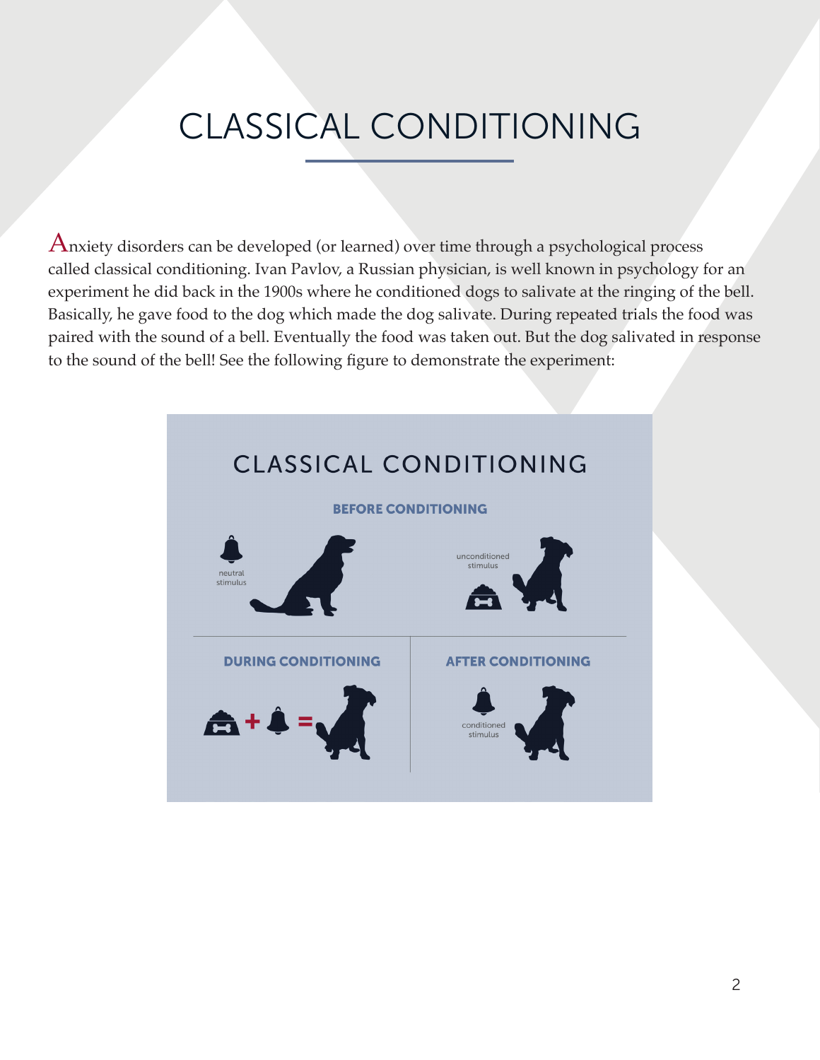# CLASSICAL CONDITIONING

Anxiety disorders can be developed (or learned) over time through a psychological process called classical conditioning. Ivan Pavlov, a Russian physician, is well known in psychology for an experiment he did back in the 1900s where he conditioned dogs to salivate at the ringing of the bell. Basically, he gave food to the dog which made the dog salivate. During repeated trials the food was paired with the sound of a bell. Eventually the food was taken out. But the dog salivated in response to the sound of the bell! See the following figure to demonstrate the experiment:

## CLASSICAL CONDITIONING

**BEFORE CONDITIONING**

neutral stimulus

unconditioned stimulus

**DURING CONDITIONING**

**AFTER CONDITIONING**

conditioned stimulus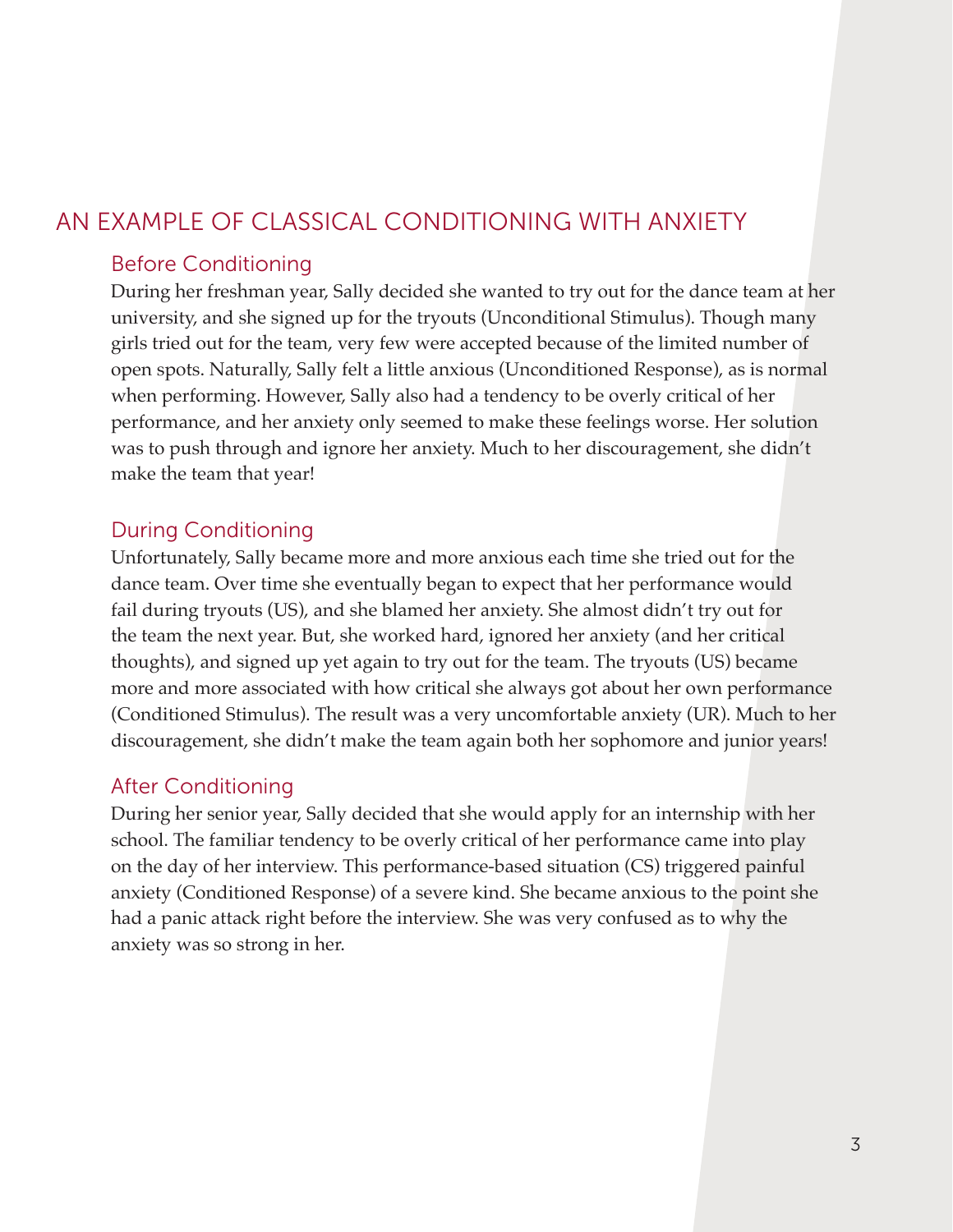## AN EXAMPLE OF CLASSICAL CONDITIONING WITH ANXIETY

### Before Conditioning

During her freshman year, Sally decided she wanted to try out for the dance team at her university, and she signed up for the tryouts (Unconditional Stimulus). Though many girls tried out for the team, very few were accepted because of the limited number of open spots. Naturally, Sally felt a little anxious (Unconditioned Response), as is normal when performing. However, Sally also had a tendency to be overly critical of her performance, and her anxiety only seemed to make these feelings worse. Her solution was to push through and ignore her anxiety. Much to her discouragement, she didn't make the team that year!

### During Conditioning

Unfortunately, Sally became more and more anxious each time she tried out for the dance team. Over time she eventually began to expect that her performance would fail during tryouts (US), and she blamed her anxiety. She almost didn't try out for the team the next year. But, she worked hard, ignored her anxiety (and her critical thoughts), and signed up yet again to try out for the team. The tryouts (US) became more and more associated with how critical she always got about her own performance (Conditioned Stimulus). The result was a very uncomfortable anxiety (UR). Much to her discouragement, she didn't make the team again both her sophomore and junior years!

### After Conditioning

During her senior year, Sally decided that she would apply for an internship with her school. The familiar tendency to be overly critical of her performance came into play on the day of her interview. This performance-based situation (CS) triggered painful anxiety (Conditioned Response) of a severe kind. She became anxious to the point she had a panic attack right before the interview. She was very confused as to why the anxiety was so strong in her.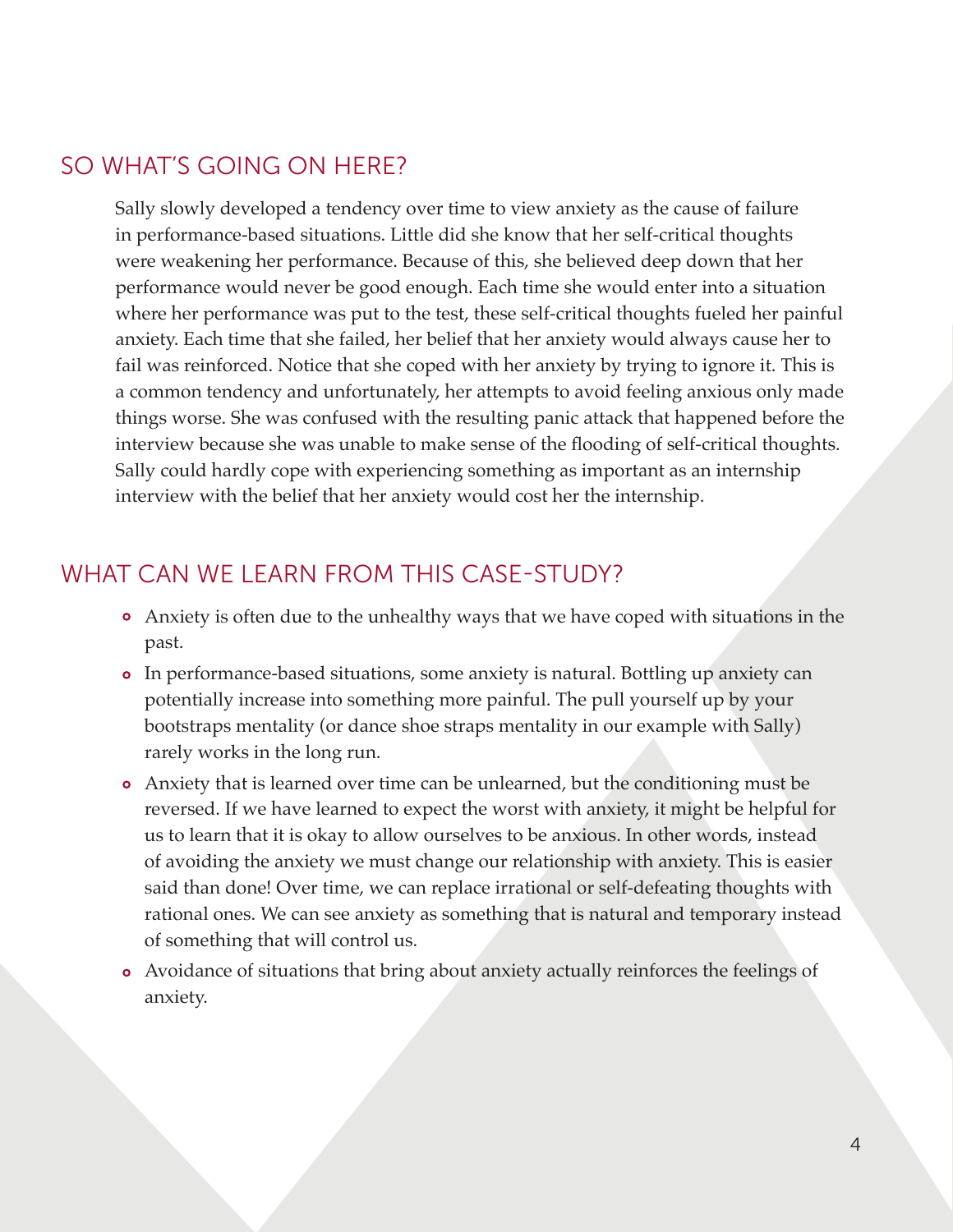## SO WHAT'S GOING ON HERE?

Sally slowly developed a tendency over time to view anxiety as the cause of failure in performance-based situations. Little did she know that her self-critical thoughts were weakening her performance. Because of this, she believed deep down that her performance would never be good enough. Each time she would enter into a situation where her performance was put to the test, these self-critical thoughts fueled her painful anxiety. Each time that she failed, her belief that her anxiety would always cause her to fail was reinforced. Notice that she coped with her anxiety by trying to ignore it. This is a common tendency and unfortunately, her attempts to avoid feeling anxious only made things worse. She was confused with the resulting panic attack that happened before the interview because she was unable to make sense of the flooding of self-critical thoughts. Sally could hardly cope with experiencing something as important as an internship interview with the belief that her anxiety would cost her the internship.

## WHAT CAN WE LEARN FROM THIS CASE-STUDY?

- Anxiety is often due to the unhealthy ways that we have coped with situations in the past.
- In performance-based situations, some anxiety is natural. Bottling up anxiety can potentially increase into something more painful. The pull yourself up by your bootstraps mentality (or dance shoe straps mentality in our example with Sally) rarely works in the long run.
- Anxiety that is learned over time can be unlearned, but the conditioning must be reversed. If we have learned to expect the worst with anxiety, it might be helpful for us to learn that it is okay to allow ourselves to be anxious. In other words, instead of avoiding the anxiety we must change our relationship with anxiety. This is easier said than done! Over time, we can replace irrational or self-defeating thoughts with rational ones. We can see anxiety as something that is natural and temporary instead of something that will control us.
- Avoidance of situations that bring about anxiety actually reinforces the feelings of anxiety.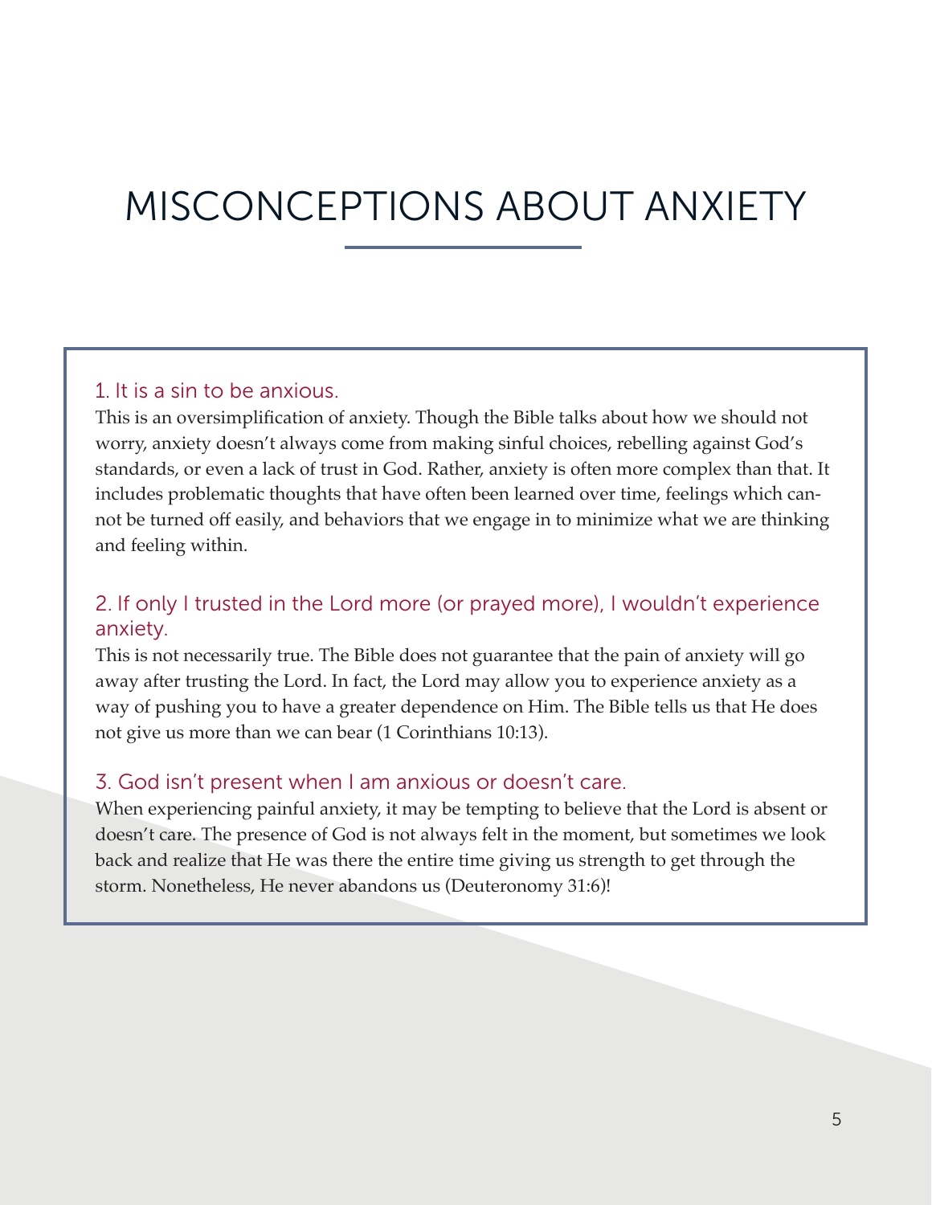# MISCONCEPTIONS ABOUT ANXIETY

### 1. It is a sin to be anxious.

This is an oversimplification of anxiety. Though the Bible talks about how we should not worry, anxiety doesn't always come from making sinful choices, rebelling against God's standards, or even a lack of trust in God. Rather, anxiety is often more complex than that. It includes problematic thoughts that have often been learned over time, feelings which cannot be turned off easily, and behaviors that we engage in to minimize what we are thinking and feeling within.

### 2. If only I trusted in the Lord more (or prayed more), I wouldn't experience anxiety.

This is not necessarily true. The Bible does not guarantee that the pain of anxiety will go away after trusting the Lord. In fact, the Lord may allow you to experience anxiety as a way of pushing you to have a greater dependence on Him. The Bible tells us that He does not give us more than we can bear (1 Corinthians 10:13).

### 3. God isn't present when I am anxious or doesn't care.

When experiencing painful anxiety, it may be tempting to believe that the Lord is absent or doesn't care. The presence of God is not always felt in the moment, but sometimes we look back and realize that He was there the entire time giving us strength to get through the storm. Nonetheless, He never abandons us (Deuteronomy 31:6)!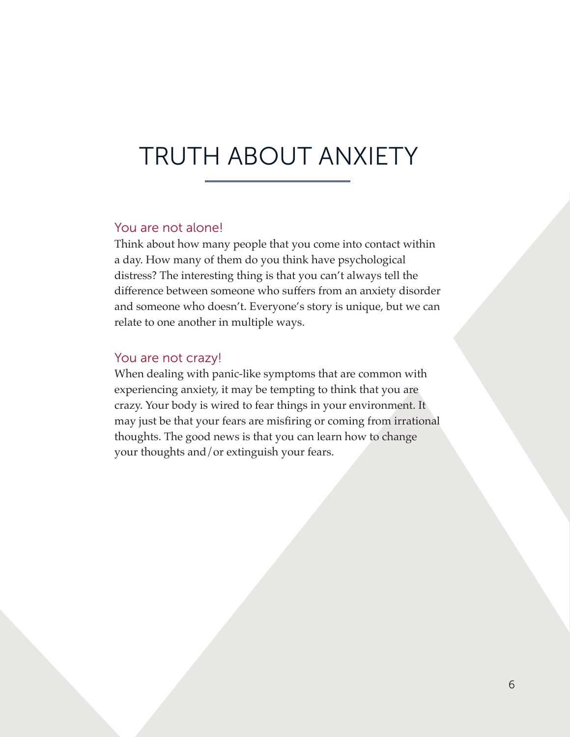# TRUTH ABOUT ANXIETY

## You are not alone!

Think about how many people that you come into contact within a day. How many of them do you think have psychological distress? The interesting thing is that you can't always tell the difference between someone who suffers from an anxiety disorder and someone who doesn't. Everyone's story is unique, but we can relate to one another in multiple ways.

## You are not crazy!

When dealing with panic-like symptoms that are common with experiencing anxiety, it may be tempting to think that you are crazy. Your body is wired to fear things in your environment. It may just be that your fears are misfiring or coming from irrational thoughts. The good news is that you can learn how to change your thoughts and/or extinguish your fears.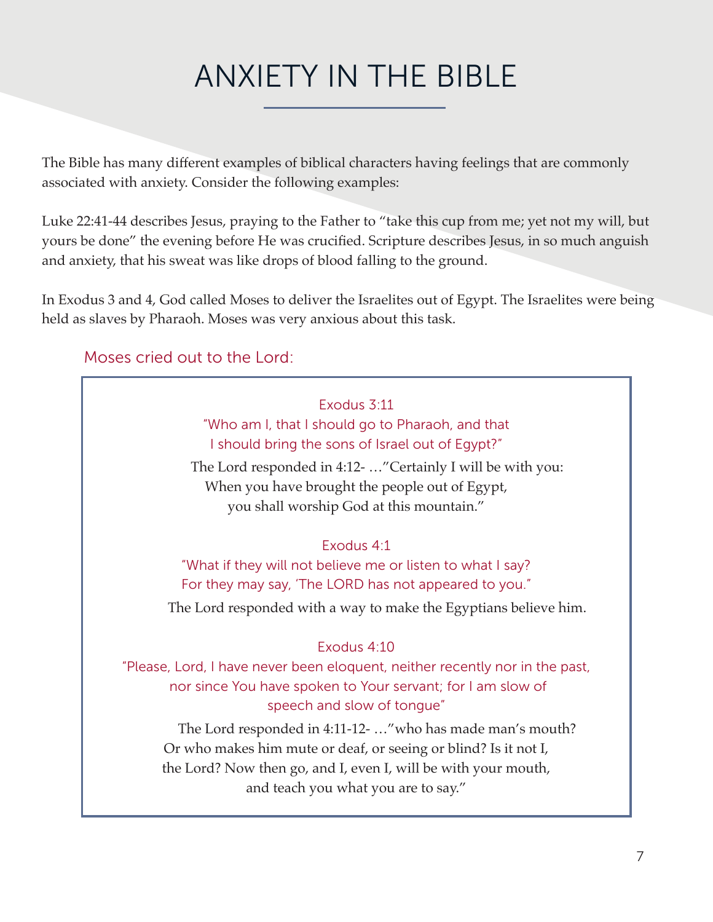# ANXIETY IN THE BIBLE

The Bible has many different examples of biblical characters having feelings that are commonly associated with anxiety. Consider the following examples:

Luke 22:41-44 describes Jesus, praying to the Father to "take this cup from me; yet not my will, but yours be done" the evening before He was crucified. Scripture describes Jesus, in so much anguish and anxiety, that his sweat was like drops of blood falling to the ground.

In Exodus 3 and 4, God called Moses to deliver the Israelites out of Egypt. The Israelites were being held as slaves by Pharaoh. Moses was very anxious about this task.

Moses cried out to the Lord:

Exodus 3:11

"Who am I, that I should go to Pharaoh, and that I should bring the sons of Israel out of Egypt?"

The Lord responded in 4:12- …"Certainly I will be with you: When you have brought the people out of Egypt, you shall worship God at this mountain."

Exodus 4:1

"What if they will not believe me or listen to what I say? For they may say, 'The LORD has not appeared to you."

The Lord responded with a way to make the Egyptians believe him.

Exodus 4:10

"Please, Lord, I have never been eloquent, neither recently nor in the past, nor since You have spoken to Your servant; for I am slow of speech and slow of tongue"

The Lord responded in 4:11-12- …"who has made man's mouth? Or who makes him mute or deaf, or seeing or blind? Is it not I, the Lord? Now then go, and I, even I, will be with your mouth, and teach you what you are to say."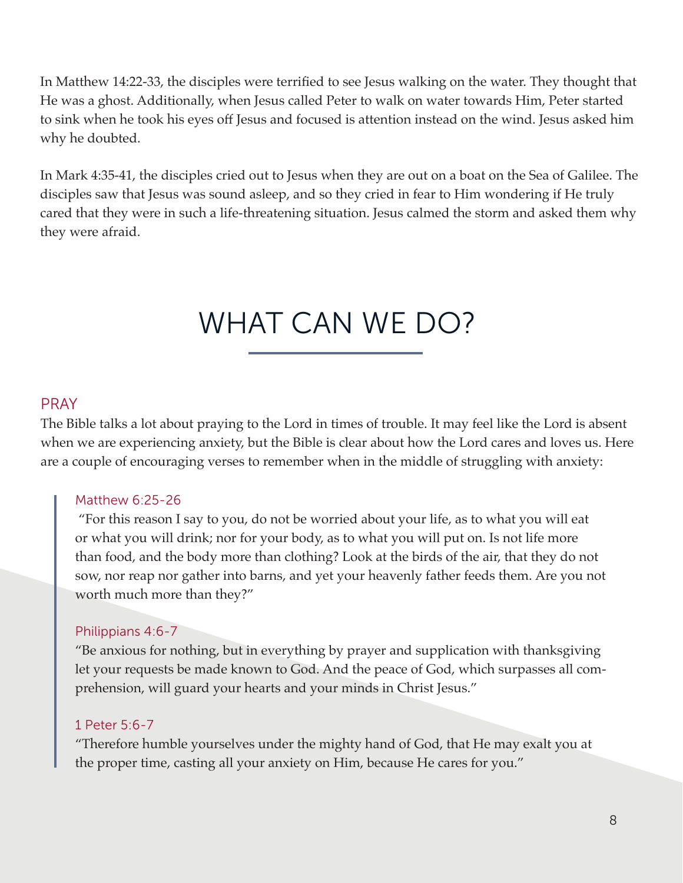In Matthew 14:22-33, the disciples were terrified to see Jesus walking on the water. They thought that He was a ghost. Additionally, when Jesus called Peter to walk on water towards Him, Peter started to sink when he took his eyes off Jesus and focused is attention instead on the wind. Jesus asked him why he doubted.

In Mark 4:35-41, the disciples cried out to Jesus when they are out on a boat on the Sea of Galilee. The disciples saw that Jesus was sound asleep, and so they cried in fear to Him wondering if He truly cared that they were in such a life-threatening situation. Jesus calmed the storm and asked them why they were afraid.

# WHAT CAN WE DO?

## PRAY

The Bible talks a lot about praying to the Lord in times of trouble. It may feel like the Lord is absent when we are experiencing anxiety, but the Bible is clear about how the Lord cares and loves us. Here are a couple of encouraging verses to remember when in the middle of struggling with anxiety:

> Matthew 6:25-26
>
> "For this reason I say to you, do not be worried about your life, as to what you will eat or what you will drink; nor for your body, as to what you will put on. Is not life more than food, and the body more than clothing? Look at the birds of the air, that they do not sow, nor reap nor gather into barns, and yet your heavenly father feeds them. Are you not worth much more than they?"
>
> Philippians 4:6-7
>
> "Be anxious for nothing, but in everything by prayer and supplication with thanksgiving let your requests be made known to God. And the peace of God, which surpasses all comprehension, will guard your hearts and your minds in Christ Jesus."
>
> 1 Peter 5:6-7
>
> "Therefore humble yourselves under the mighty hand of God, that He may exalt you at the proper time, casting all your anxiety on Him, because He cares for you."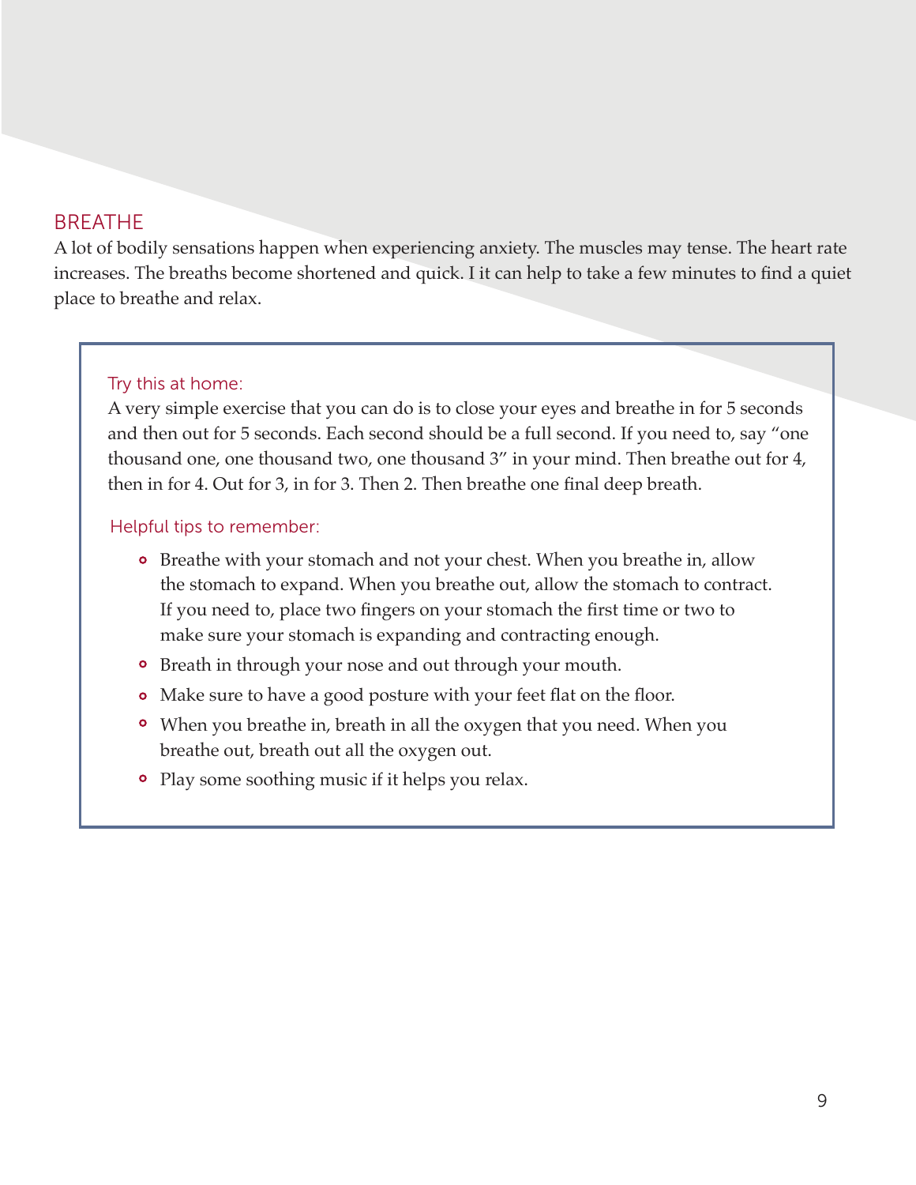## BREATHE

A lot of bodily sensations happen when experiencing anxiety. The muscles may tense. The heart rate increases. The breaths become shortened and quick. I it can help to take a few minutes to find a quiet place to breathe and relax.

### Try this at home:

A very simple exercise that you can do is to close your eyes and breathe in for 5 seconds and then out for 5 seconds. Each second should be a full second. If you need to, say "one thousand one, one thousand two, one thousand 3" in your mind. Then breathe out for 4, then in for 4. Out for 3, in for 3. Then 2. Then breathe one final deep breath.

### Helpful tips to remember:

- Breathe with your stomach and not your chest. When you breathe in, allow the stomach to expand. When you breathe out, allow the stomach to contract. If you need to, place two fingers on your stomach the first time or two to make sure your stomach is expanding and contracting enough.
- Breath in through your nose and out through your mouth.
- Make sure to have a good posture with your feet flat on the floor.
- When you breathe in, breath in all the oxygen that you need. When you breathe out, breath out all the oxygen out.
- Play some soothing music if it helps you relax.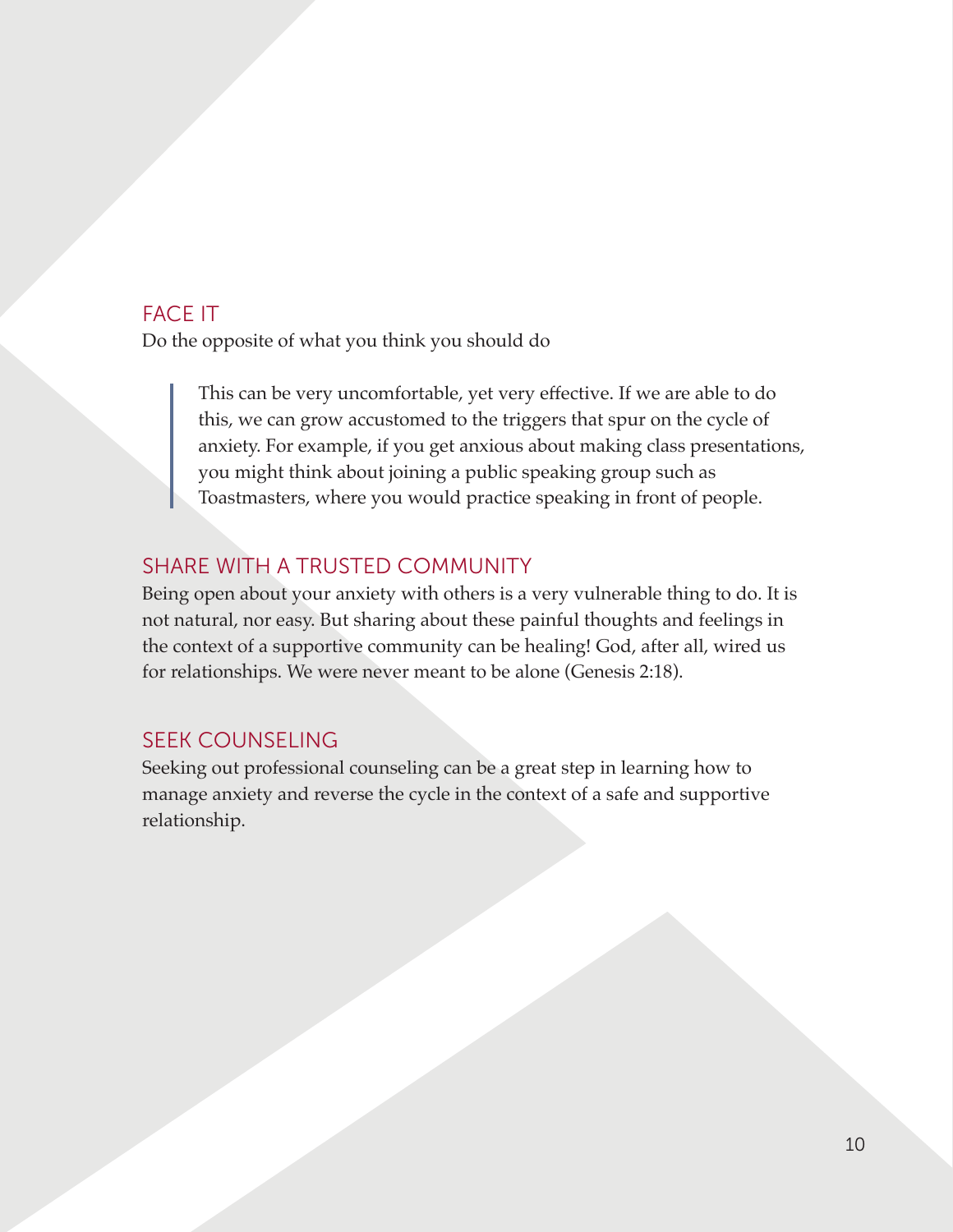## FACE IT

Do the opposite of what you think you should do

> This can be very uncomfortable, yet very effective. If we are able to do this, we can grow accustomed to the triggers that spur on the cycle of anxiety. For example, if you get anxious about making class presentations, you might think about joining a public speaking group such as Toastmasters, where you would practice speaking in front of people.

## SHARE WITH A TRUSTED COMMUNITY

Being open about your anxiety with others is a very vulnerable thing to do. It is not natural, nor easy. But sharing about these painful thoughts and feelings in the context of a supportive community can be healing! God, after all, wired us for relationships. We were never meant to be alone (Genesis 2:18).

## SEEK COUNSELING

Seeking out professional counseling can be a great step in learning how to manage anxiety and reverse the cycle in the context of a safe and supportive relationship.